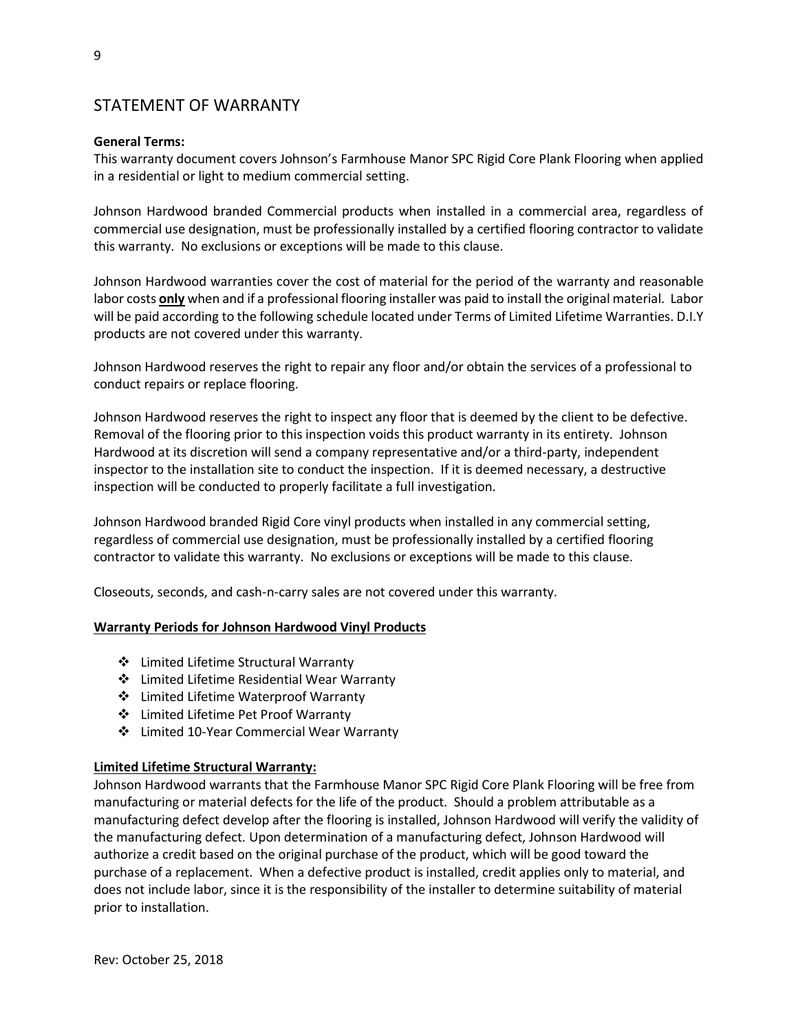# STATEMENT OF WARRANTY

**General Terms:**
This warranty document covers Johnson's Farmhouse Manor SPC Rigid Core Plank Flooring when applied in a residential or light to medium commercial setting.

Johnson Hardwood branded Commercial products when installed in a commercial area, regardless of commercial use designation, must be professionally installed by a certified flooring contractor to validate this warranty. No exclusions or exceptions will be made to this clause.

Johnson Hardwood warranties cover the cost of material for the period of the warranty and reasonable labor costs <u>**only**</u> when and if a professional flooring installer was paid to install the original material. Labor will be paid according to the following schedule located under Terms of Limited Lifetime Warranties. D.I.Y products are not covered under this warranty.

Johnson Hardwood reserves the right to repair any floor and/or obtain the services of a professional to conduct repairs or replace flooring.

Johnson Hardwood reserves the right to inspect any floor that is deemed by the client to be defective. Removal of the flooring prior to this inspection voids this product warranty in its entirety. Johnson Hardwood at its discretion will send a company representative and/or a third-party, independent inspector to the installation site to conduct the inspection. If it is deemed necessary, a destructive inspection will be conducted to properly facilitate a full investigation.

Johnson Hardwood branded Rigid Core vinyl products when installed in any commercial setting, regardless of commercial use designation, must be professionally installed by a certified flooring contractor to validate this warranty. No exclusions or exceptions will be made to this clause.

Closeouts, seconds, and cash-n-carry sales are not covered under this warranty.

<u>**Warranty Periods for Johnson Hardwood Vinyl Products**</u>

- Limited Lifetime Structural Warranty
- Limited Lifetime Residential Wear Warranty
- Limited Lifetime Waterproof Warranty
- Limited Lifetime Pet Proof Warranty
- Limited 10-Year Commercial Wear Warranty

<u>**Limited Lifetime Structural Warranty:**</u>
Johnson Hardwood warrants that the Farmhouse Manor SPC Rigid Core Plank Flooring will be free from manufacturing or material defects for the life of the product. Should a problem attributable as a manufacturing defect develop after the flooring is installed, Johnson Hardwood will verify the validity of the manufacturing defect. Upon determination of a manufacturing defect, Johnson Hardwood will authorize a credit based on the original purchase of the product, which will be good toward the purchase of a replacement. When a defective product is installed, credit applies only to material, and does not include labor, since it is the responsibility of the installer to determine suitability of material prior to installation.

Rev: October 25, 2018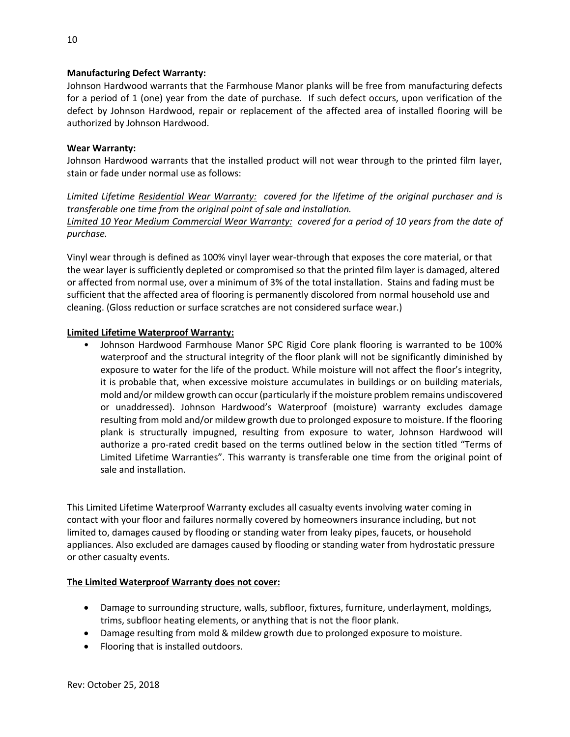**Manufacturing Defect Warranty:**
Johnson Hardwood warrants that the Farmhouse Manor planks will be free from manufacturing defects for a period of 1 (one) year from the date of purchase. If such defect occurs, upon verification of the defect by Johnson Hardwood, repair or replacement of the affected area of installed flooring will be authorized by Johnson Hardwood.

**Wear Warranty:**
Johnson Hardwood warrants that the installed product will not wear through to the printed film layer, stain or fade under normal use as follows:

*Limited Lifetime <u>Residential Wear Warranty:</u> covered for the lifetime of the original purchaser and is transferable one time from the original point of sale and installation.*
*<u>Limited 10 Year Medium Commercial Wear Warranty:</u> covered for a period of 10 years from the date of purchase.*

Vinyl wear through is defined as 100% vinyl layer wear-through that exposes the core material, or that the wear layer is sufficiently depleted or compromised so that the printed film layer is damaged, altered or affected from normal use, over a minimum of 3% of the total installation. Stains and fading must be sufficient that the affected area of flooring is permanently discolored from normal household use and cleaning. (Gloss reduction or surface scratches are not considered surface wear.)

**<u>Limited Lifetime Waterproof Warranty:</u>**

- Johnson Hardwood Farmhouse Manor SPC Rigid Core plank flooring is warranted to be 100% waterproof and the structural integrity of the floor plank will not be significantly diminished by exposure to water for the life of the product. While moisture will not affect the floor's integrity, it is probable that, when excessive moisture accumulates in buildings or on building materials, mold and/or mildew growth can occur (particularly if the moisture problem remains undiscovered or unaddressed). Johnson Hardwood's Waterproof (moisture) warranty excludes damage resulting from mold and/or mildew growth due to prolonged exposure to moisture. If the flooring plank is structurally impugned, resulting from exposure to water, Johnson Hardwood will authorize a pro-rated credit based on the terms outlined below in the section titled "Terms of Limited Lifetime Warranties". This warranty is transferable one time from the original point of sale and installation.

This Limited Lifetime Waterproof Warranty excludes all casualty events involving water coming in contact with your floor and failures normally covered by homeowners insurance including, but not limited to, damages caused by flooding or standing water from leaky pipes, faucets, or household appliances. Also excluded are damages caused by flooding or standing water from hydrostatic pressure or other casualty events.

**<u>The Limited Waterproof Warranty does not cover:</u>**

- Damage to surrounding structure, walls, subfloor, fixtures, furniture, underlayment, moldings, trims, subfloor heating elements, or anything that is not the floor plank.
- Damage resulting from mold & mildew growth due to prolonged exposure to moisture.
- Flooring that is installed outdoors.

Rev: October 25, 2018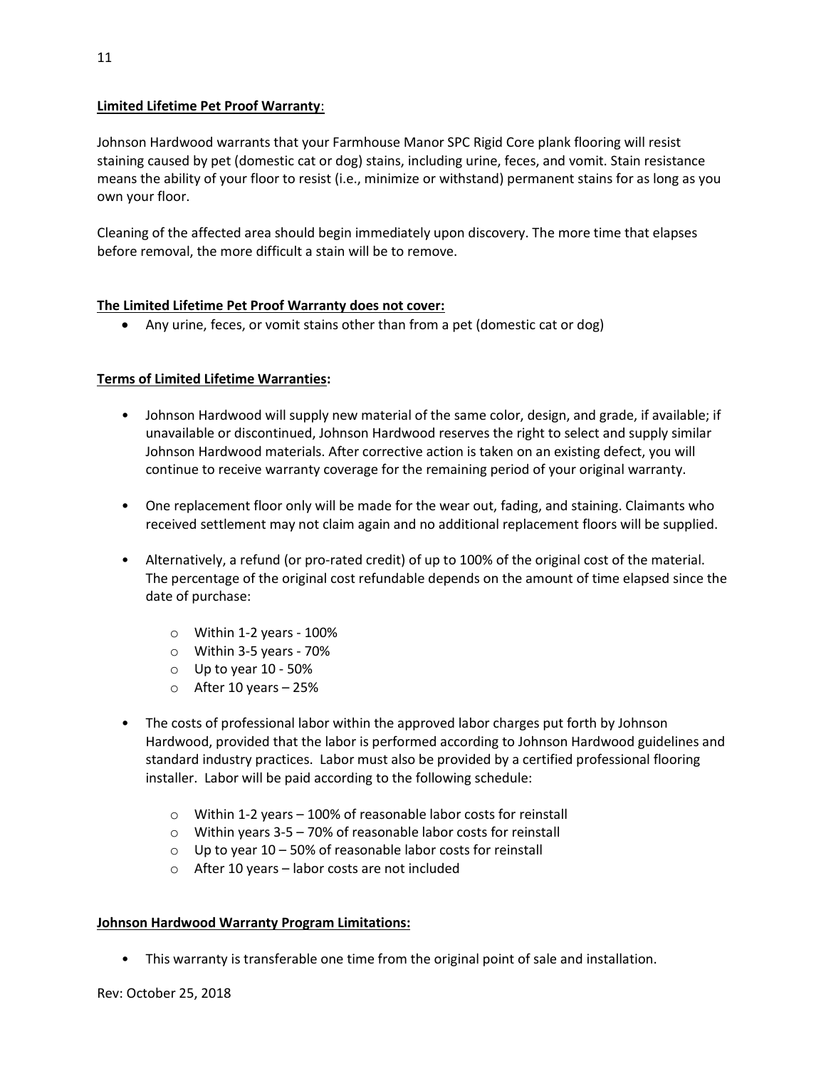**Limited Lifetime Pet Proof Warranty**:

Johnson Hardwood warrants that your Farmhouse Manor SPC Rigid Core plank flooring will resist staining caused by pet (domestic cat or dog) stains, including urine, feces, and vomit. Stain resistance means the ability of your floor to resist (i.e., minimize or withstand) permanent stains for as long as you own your floor.

Cleaning of the affected area should begin immediately upon discovery. The more time that elapses before removal, the more difficult a stain will be to remove.

**The Limited Lifetime Pet Proof Warranty does not cover:**

- Any urine, feces, or vomit stains other than from a pet (domestic cat or dog)

**Terms of Limited Lifetime Warranties:**

- Johnson Hardwood will supply new material of the same color, design, and grade, if available; if unavailable or discontinued, Johnson Hardwood reserves the right to select and supply similar Johnson Hardwood materials. After corrective action is taken on an existing defect, you will continue to receive warranty coverage for the remaining period of your original warranty.

- One replacement floor only will be made for the wear out, fading, and staining. Claimants who received settlement may not claim again and no additional replacement floors will be supplied.

- Alternatively, a refund (or pro-rated credit) of up to 100% of the original cost of the material. The percentage of the original cost refundable depends on the amount of time elapsed since the date of purchase:
  - Within 1-2 years - 100%
  - Within 3-5 years - 70%
  - Up to year 10 - 50%
  - After 10 years – 25%

- The costs of professional labor within the approved labor charges put forth by Johnson Hardwood, provided that the labor is performed according to Johnson Hardwood guidelines and standard industry practices. Labor must also be provided by a certified professional flooring installer. Labor will be paid according to the following schedule:
  - Within 1-2 years – 100% of reasonable labor costs for reinstall
  - Within years 3-5 – 70% of reasonable labor costs for reinstall
  - Up to year 10 – 50% of reasonable labor costs for reinstall
  - After 10 years – labor costs are not included

**Johnson Hardwood Warranty Program Limitations:**

- This warranty is transferable one time from the original point of sale and installation.

Rev: October 25, 2018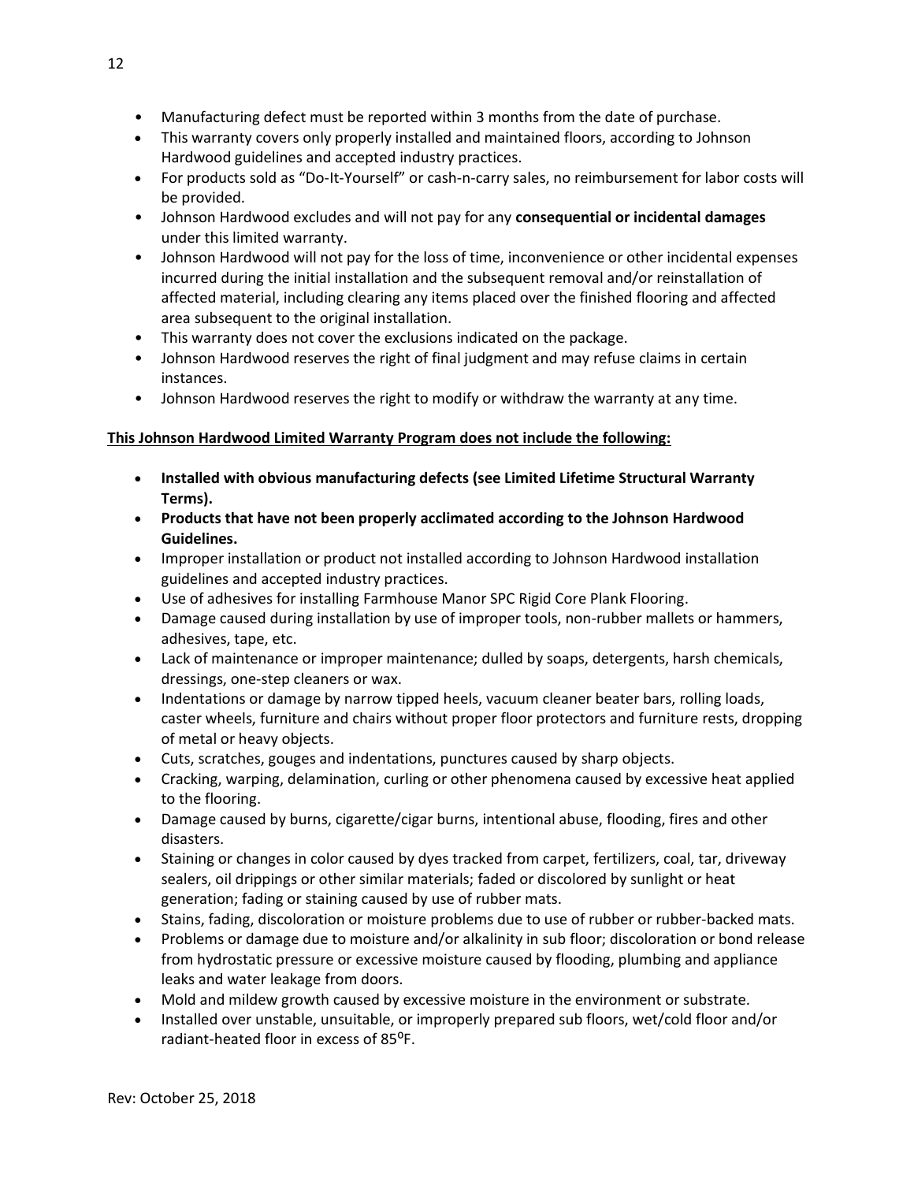- Manufacturing defect must be reported within 3 months from the date of purchase.
- This warranty covers only properly installed and maintained floors, according to Johnson Hardwood guidelines and accepted industry practices.
- For products sold as "Do-It-Yourself" or cash-n-carry sales, no reimbursement for labor costs will be provided.
- Johnson Hardwood excludes and will not pay for any **consequential or incidental damages** under this limited warranty.
- Johnson Hardwood will not pay for the loss of time, inconvenience or other incidental expenses incurred during the initial installation and the subsequent removal and/or reinstallation of affected material, including clearing any items placed over the finished flooring and affected area subsequent to the original installation.
- This warranty does not cover the exclusions indicated on the package.
- Johnson Hardwood reserves the right of final judgment and may refuse claims in certain instances.
- Johnson Hardwood reserves the right to modify or withdraw the warranty at any time.

**<u>This Johnson Hardwood Limited Warranty Program does not include the following:</u>**

- **Installed with obvious manufacturing defects (see Limited Lifetime Structural Warranty Terms).**
- **Products that have not been properly acclimated according to the Johnson Hardwood Guidelines.**
- Improper installation or product not installed according to Johnson Hardwood installation guidelines and accepted industry practices.
- Use of adhesives for installing Farmhouse Manor SPC Rigid Core Plank Flooring.
- Damage caused during installation by use of improper tools, non-rubber mallets or hammers, adhesives, tape, etc.
- Lack of maintenance or improper maintenance; dulled by soaps, detergents, harsh chemicals, dressings, one-step cleaners or wax.
- Indentations or damage by narrow tipped heels, vacuum cleaner beater bars, rolling loads, caster wheels, furniture and chairs without proper floor protectors and furniture rests, dropping of metal or heavy objects.
- Cuts, scratches, gouges and indentations, punctures caused by sharp objects.
- Cracking, warping, delamination, curling or other phenomena caused by excessive heat applied to the flooring.
- Damage caused by burns, cigarette/cigar burns, intentional abuse, flooding, fires and other disasters.
- Staining or changes in color caused by dyes tracked from carpet, fertilizers, coal, tar, driveway sealers, oil drippings or other similar materials; faded or discolored by sunlight or heat generation; fading or staining caused by use of rubber mats.
- Stains, fading, discoloration or moisture problems due to use of rubber or rubber-backed mats.
- Problems or damage due to moisture and/or alkalinity in sub floor; discoloration or bond release from hydrostatic pressure or excessive moisture caused by flooding, plumbing and appliance leaks and water leakage from doors.
- Mold and mildew growth caused by excessive moisture in the environment or substrate.
- Installed over unstable, unsuitable, or improperly prepared sub floors, wet/cold floor and/or radiant-heated floor in excess of 85°F.

Rev: October 25, 2018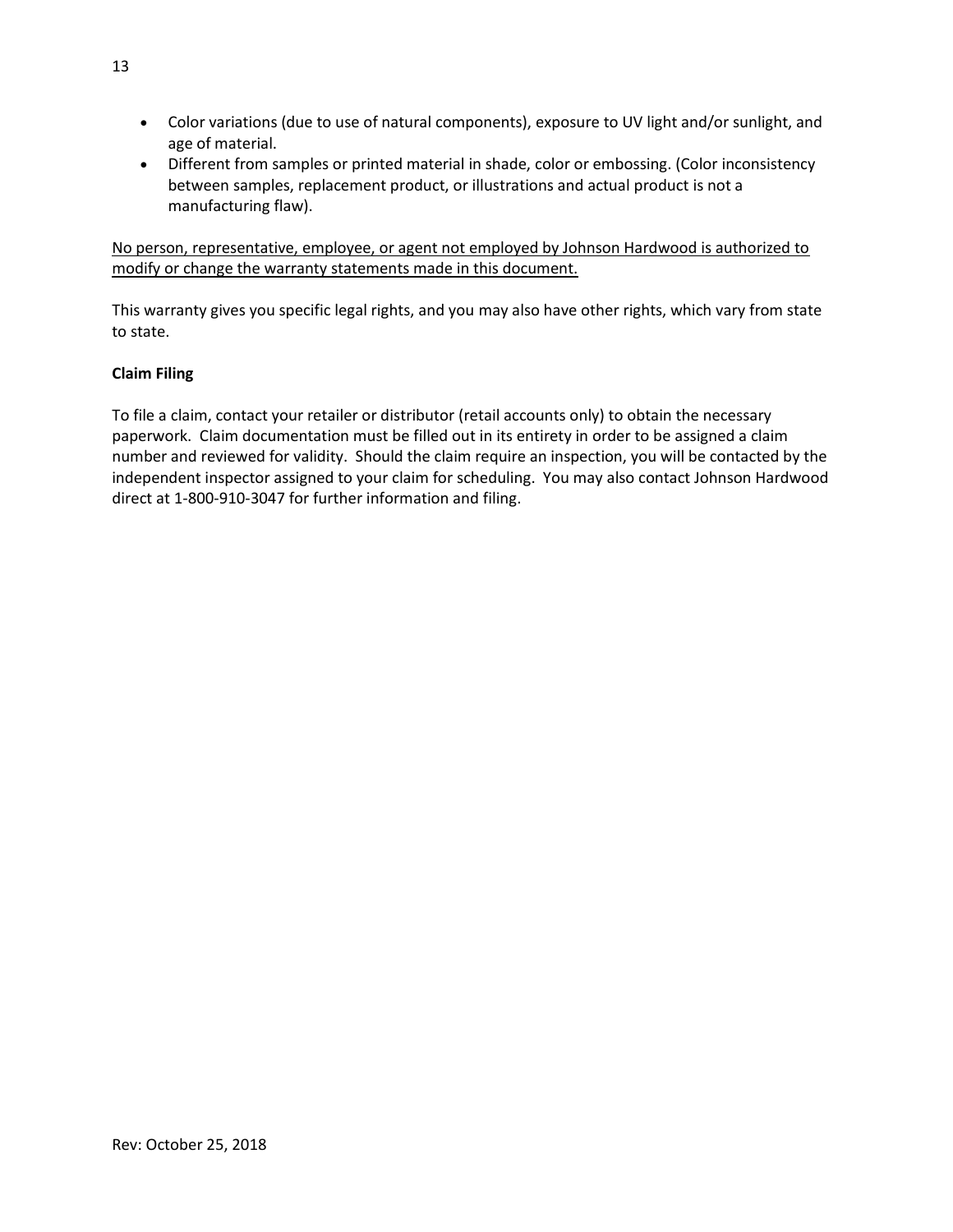- Color variations (due to use of natural components), exposure to UV light and/or sunlight, and age of material.
- Different from samples or printed material in shade, color or embossing. (Color inconsistency between samples, replacement product, or illustrations and actual product is not a manufacturing flaw).

<u>No person, representative, employee, or agent not employed by Johnson Hardwood is authorized to modify or change the warranty statements made in this document.</u>

This warranty gives you specific legal rights, and you may also have other rights, which vary from state to state.

**Claim Filing**

To file a claim, contact your retailer or distributor (retail accounts only) to obtain the necessary paperwork. Claim documentation must be filled out in its entirety in order to be assigned a claim number and reviewed for validity. Should the claim require an inspection, you will be contacted by the independent inspector assigned to your claim for scheduling. You may also contact Johnson Hardwood direct at 1-800-910-3047 for further information and filing.

Rev: October 25, 2018